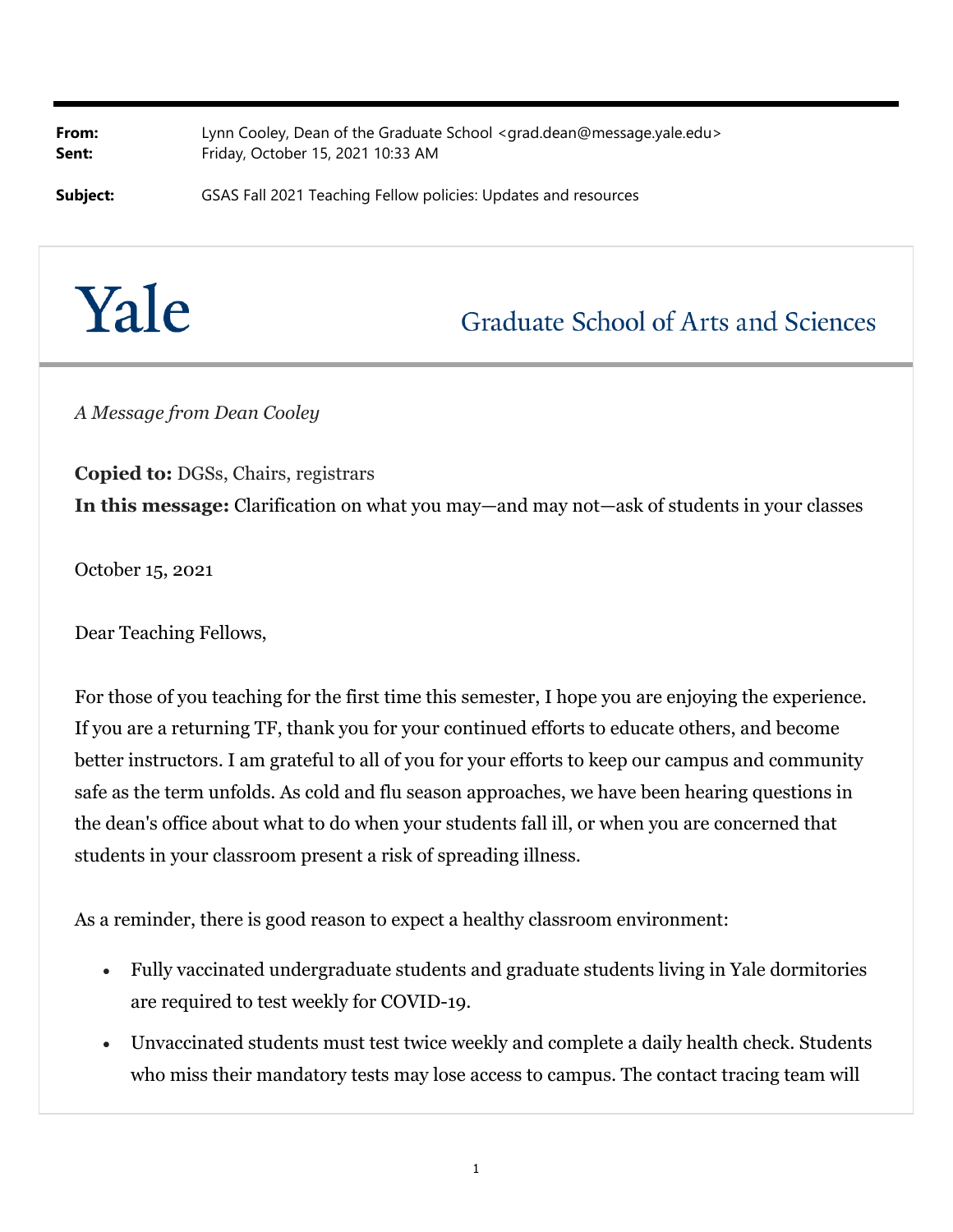**From:** Lynn Cooley, Dean of the Graduate School <grad.dean@message.yale.edu>
**Sent:** Friday, October 15, 2021 10:33 AM

**Subject:** GSAS Fall 2021 Teaching Fellow policies: Updates and resources

Yale — Graduate School of Arts and Sciences

*A Message from Dean Cooley*

**Copied to:** DGSs, Chairs, registrars
**In this message:** Clarification on what you may—and may not—ask of students in your classes

October 15, 2021

Dear Teaching Fellows,

For those of you teaching for the first time this semester, I hope you are enjoying the experience. If you are a returning TF, thank you for your continued efforts to educate others, and become better instructors. I am grateful to all of you for your efforts to keep our campus and community safe as the term unfolds. As cold and flu season approaches, we have been hearing questions in the dean's office about what to do when your students fall ill, or when you are concerned that students in your classroom present a risk of spreading illness.

As a reminder, there is good reason to expect a healthy classroom environment:

- Fully vaccinated undergraduate students and graduate students living in Yale dormitories are required to test weekly for COVID-19.
- Unvaccinated students must test twice weekly and complete a daily health check. Students who miss their mandatory tests may lose access to campus. The contact tracing team will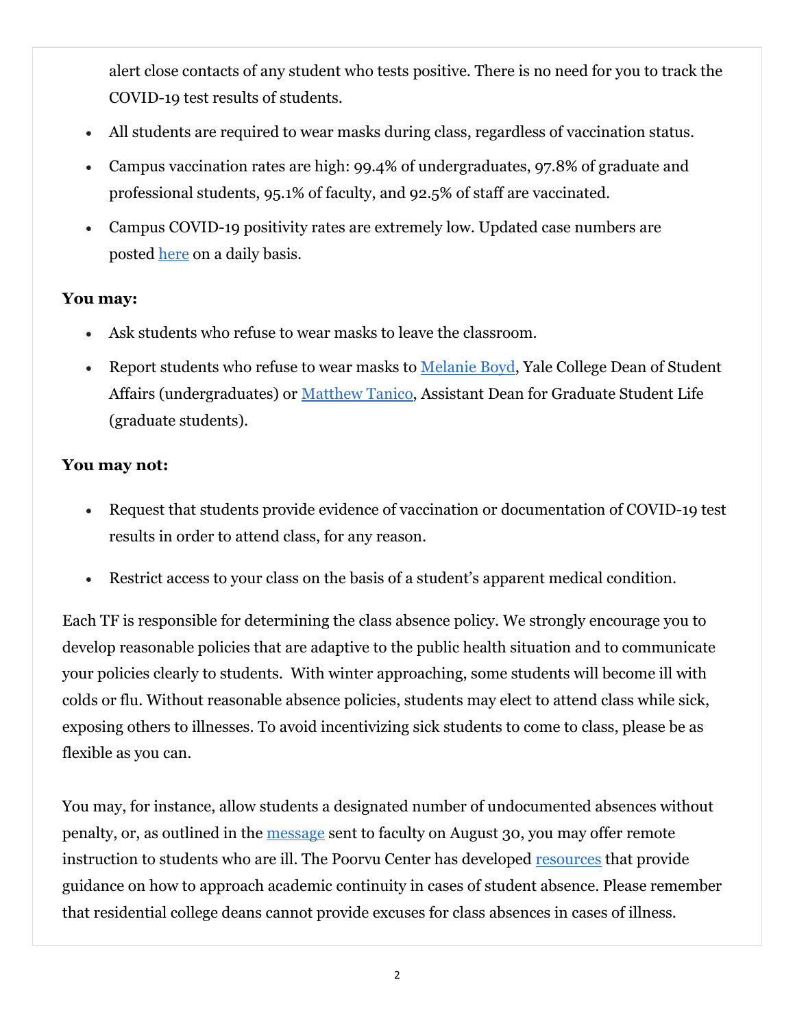alert close contacts of any student who tests positive. There is no need for you to track the COVID-19 test results of students.

- All students are required to wear masks during class, regardless of vaccination status.
- Campus vaccination rates are high: 99.4% of undergraduates, 97.8% of graduate and professional students, 95.1% of faculty, and 92.5% of staff are vaccinated.
- Campus COVID-19 positivity rates are extremely low. Updated case numbers are posted here on a daily basis.

**You may:**

- Ask students who refuse to wear masks to leave the classroom.
- Report students who refuse to wear masks to Melanie Boyd, Yale College Dean of Student Affairs (undergraduates) or Matthew Tanico, Assistant Dean for Graduate Student Life (graduate students).

**You may not:**

- Request that students provide evidence of vaccination or documentation of COVID-19 test results in order to attend class, for any reason.
- Restrict access to your class on the basis of a student's apparent medical condition.

Each TF is responsible for determining the class absence policy. We strongly encourage you to develop reasonable policies that are adaptive to the public health situation and to communicate your policies clearly to students. With winter approaching, some students will become ill with colds or flu. Without reasonable absence policies, students may elect to attend class while sick, exposing others to illnesses. To avoid incentivizing sick students to come to class, please be as flexible as you can.

You may, for instance, allow students a designated number of undocumented absences without penalty, or, as outlined in the message sent to faculty on August 30, you may offer remote instruction to students who are ill. The Poorvu Center has developed resources that provide guidance on how to approach academic continuity in cases of student absence. Please remember that residential college deans cannot provide excuses for class absences in cases of illness.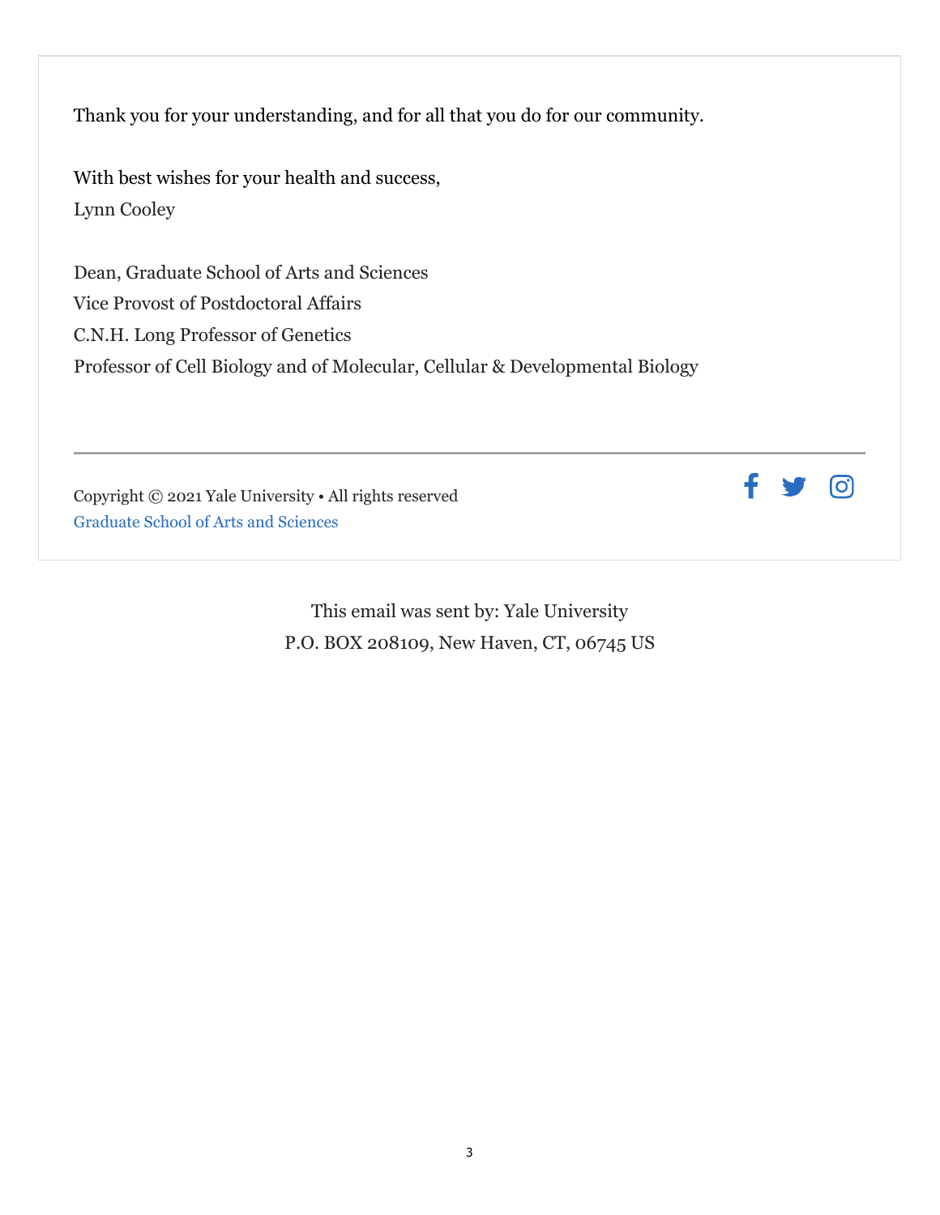Thank you for your understanding, and for all that you do for our community.

With best wishes for your health and success,
Lynn Cooley

Dean, Graduate School of Arts and Sciences
Vice Provost of Postdoctoral Affairs
C.N.H. Long Professor of Genetics
Professor of Cell Biology and of Molecular, Cellular & Developmental Biology

---

Copyright © 2021 Yale University • All rights reserved
Graduate School of Arts and Sciences

This email was sent by: Yale University
P.O. BOX 208109, New Haven, CT, 06745 US